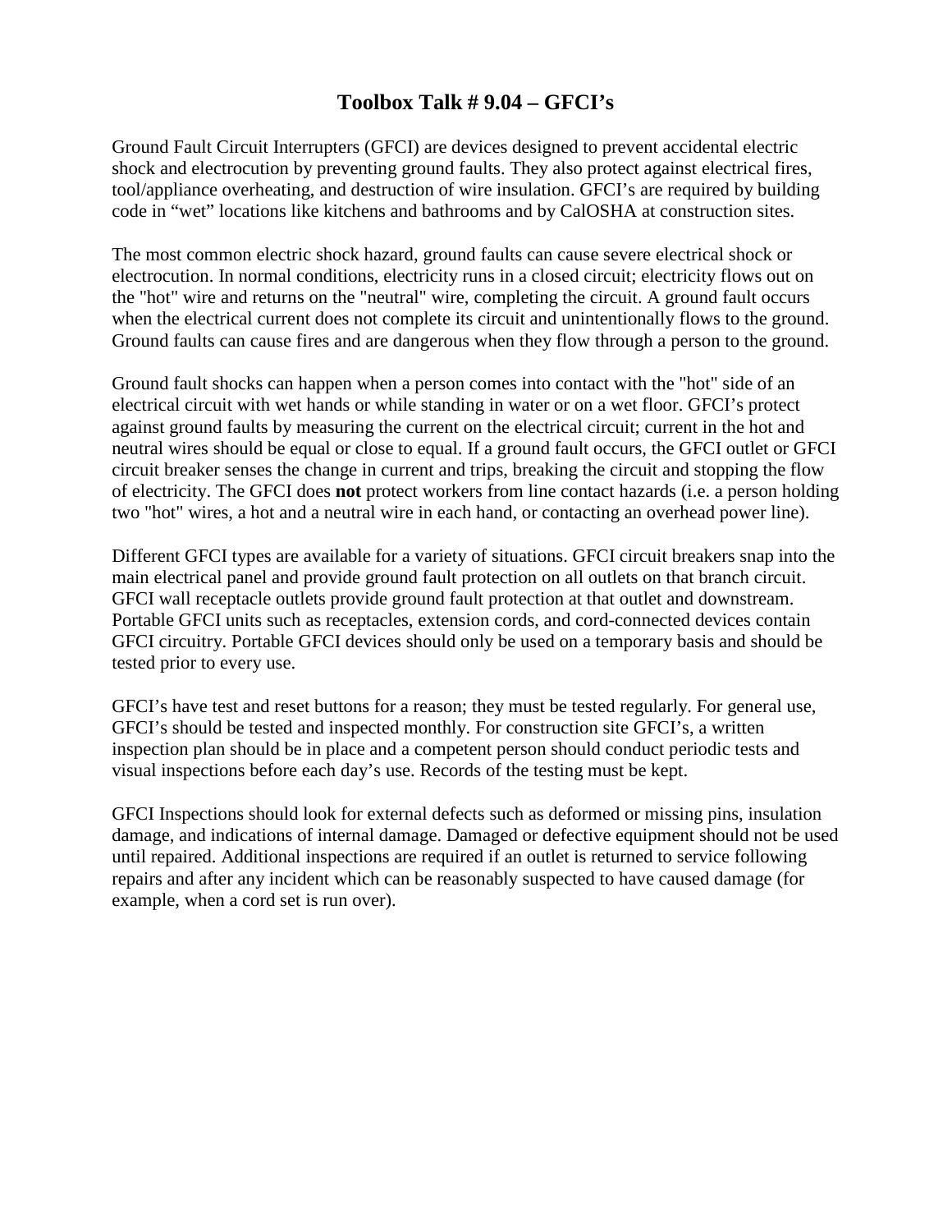# Toolbox Talk # 9.04 – GFCI's

Ground Fault Circuit Interrupters (GFCI) are devices designed to prevent accidental electric shock and electrocution by preventing ground faults. They also protect against electrical fires, tool/appliance overheating, and destruction of wire insulation. GFCI's are required by building code in "wet" locations like kitchens and bathrooms and by CalOSHA at construction sites.

The most common electric shock hazard, ground faults can cause severe electrical shock or electrocution. In normal conditions, electricity runs in a closed circuit; electricity flows out on the "hot" wire and returns on the "neutral" wire, completing the circuit. A ground fault occurs when the electrical current does not complete its circuit and unintentionally flows to the ground. Ground faults can cause fires and are dangerous when they flow through a person to the ground.

Ground fault shocks can happen when a person comes into contact with the "hot" side of an electrical circuit with wet hands or while standing in water or on a wet floor. GFCI's protect against ground faults by measuring the current on the electrical circuit; current in the hot and neutral wires should be equal or close to equal. If a ground fault occurs, the GFCI outlet or GFCI circuit breaker senses the change in current and trips, breaking the circuit and stopping the flow of electricity. The GFCI does **not** protect workers from line contact hazards (i.e. a person holding two "hot" wires, a hot and a neutral wire in each hand, or contacting an overhead power line).

Different GFCI types are available for a variety of situations. GFCI circuit breakers snap into the main electrical panel and provide ground fault protection on all outlets on that branch circuit. GFCI wall receptacle outlets provide ground fault protection at that outlet and downstream. Portable GFCI units such as receptacles, extension cords, and cord-connected devices contain GFCI circuitry. Portable GFCI devices should only be used on a temporary basis and should be tested prior to every use.

GFCI's have test and reset buttons for a reason; they must be tested regularly. For general use, GFCI's should be tested and inspected monthly. For construction site GFCI's, a written inspection plan should be in place and a competent person should conduct periodic tests and visual inspections before each day's use. Records of the testing must be kept.

GFCI Inspections should look for external defects such as deformed or missing pins, insulation damage, and indications of internal damage. Damaged or defective equipment should not be used until repaired. Additional inspections are required if an outlet is returned to service following repairs and after any incident which can be reasonably suspected to have caused damage (for example, when a cord set is run over).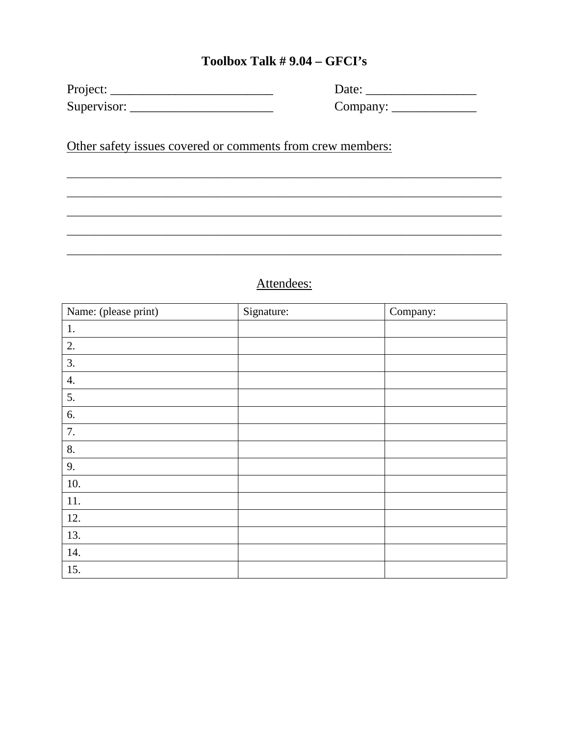# Toolbox Talk # 9.04 – GFCI's

Project: _________________________ Date: _________________

Supervisor: ______________________ Company: _____________

Other safety issues covered or comments from crew members:

___________________________________________________________________________

___________________________________________________________________________

___________________________________________________________________________

___________________________________________________________________________

___________________________________________________________________________

## Attendees:

| Name: (please print) | Signature: | Company: |
|---|---|---|
| 1. | | |
| 2. | | |
| 3. | | |
| 4. | | |
| 5. | | |
| 6. | | |
| 7. | | |
| 8. | | |
| 9. | | |
| 10. | | |
| 11. | | |
| 12. | | |
| 13. | | |
| 14. | | |
| 15. | | |